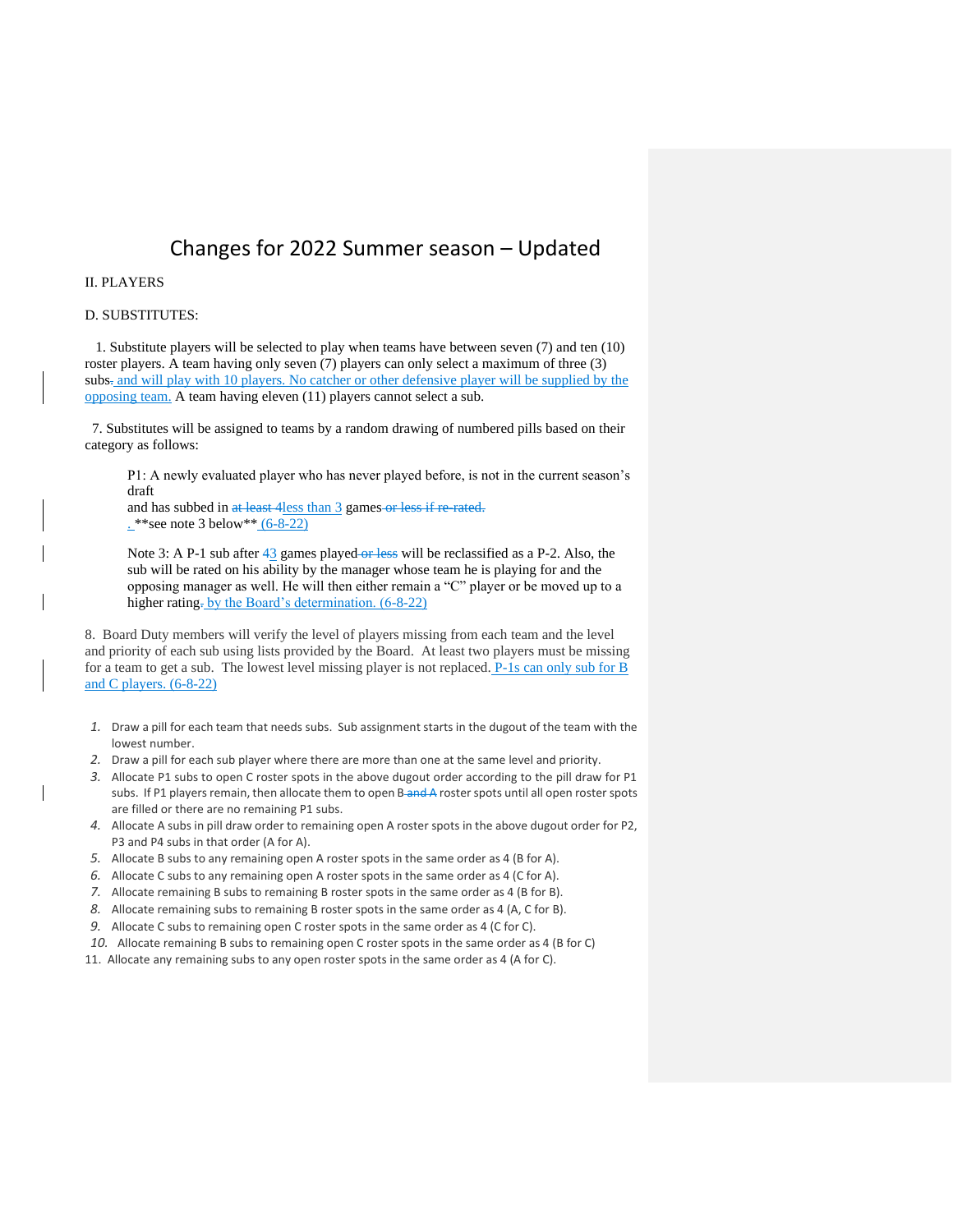# Changes for 2022 Summer season – Updated

II. PLAYERS

D. SUBSTITUTES:

1. Substitute players will be selected to play when teams have between seven (7) and ten (10) roster players. A team having only seven (7) players can only select a maximum of three (3) subs~~.~~ and will play with 10 players. No catcher or other defensive player will be supplied by the opposing team. A team having eleven (11) players cannot select a sub.

7. Substitutes will be assigned to teams by a random drawing of numbered pills based on their category as follows:

> P1: A newly evaluated player who has never played before, is not in the current season's draft
> and has subbed in ~~at least 4~~less than 3 games ~~or less if re-rated.~~
> . **see note 3 below** (6-8-22)
>
> Note 3: A P-1 sub after ~~4~~3 games played ~~or less~~ will be reclassified as a P-2. Also, the sub will be rated on his ability by the manager whose team he is playing for and the opposing manager as well. He will then either remain a "C" player or be moved up to a higher rating~~.~~ by the Board's determination. (6-8-22)

8. Board Duty members will verify the level of players missing from each team and the level and priority of each sub using lists provided by the Board. At least two players must be missing for a team to get a sub. The lowest level missing player is not replaced. P-1s can only sub for B and C players. (6-8-22)

1. Draw a pill for each team that needs subs. Sub assignment starts in the dugout of the team with the lowest number.
2. Draw a pill for each sub player where there are more than one at the same level and priority.
3. Allocate P1 subs to open C roster spots in the above dugout order according to the pill draw for P1 subs. If P1 players remain, then allocate them to open B ~~and A~~ roster spots until all open roster spots are filled or there are no remaining P1 subs.
4. Allocate A subs in pill draw order to remaining open A roster spots in the above dugout order for P2, P3 and P4 subs in that order (A for A).
5. Allocate B subs to any remaining open A roster spots in the same order as 4 (B for A).
6. Allocate C subs to any remaining open A roster spots in the same order as 4 (C for A).
7. Allocate remaining B subs to remaining B roster spots in the same order as 4 (B for B).
8. Allocate remaining subs to remaining B roster spots in the same order as 4 (A, C for B).
9. Allocate C subs to remaining open C roster spots in the same order as 4 (C for C).
10. Allocate remaining B subs to remaining open C roster spots in the same order as 4 (B for C)
11. Allocate any remaining subs to any open roster spots in the same order as 4 (A for C).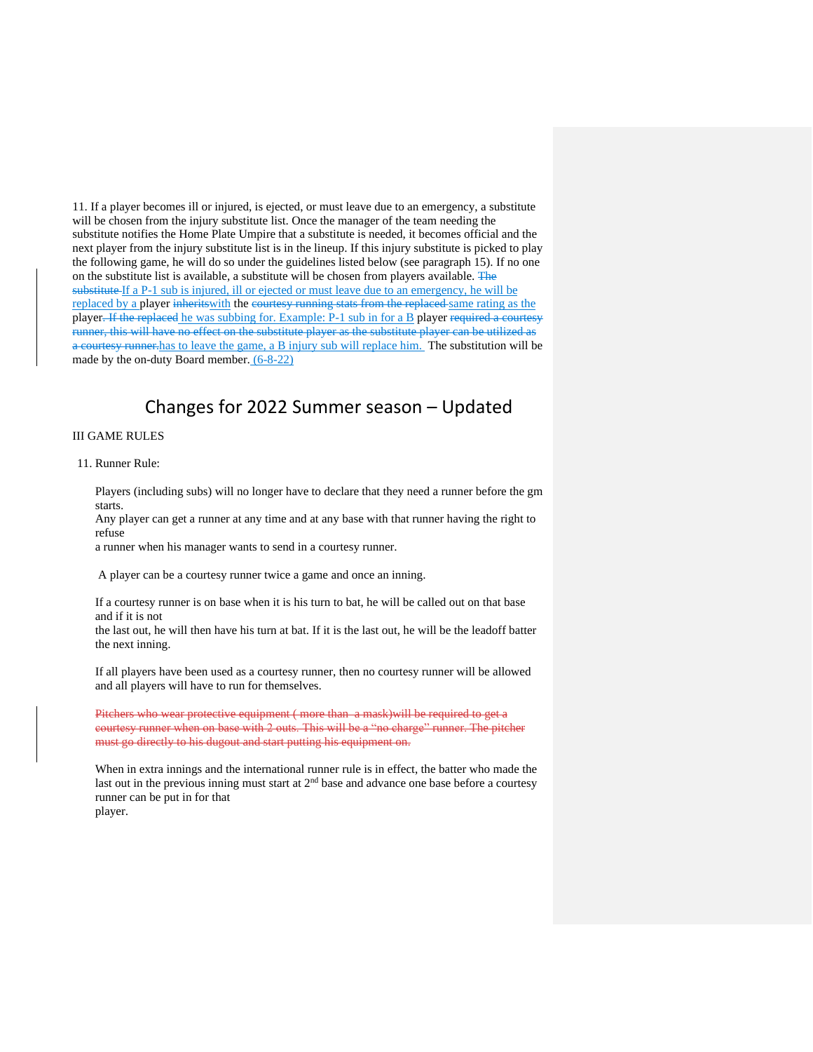11. If a player becomes ill or injured, is ejected, or must leave due to an emergency, a substitute will be chosen from the injury substitute list. Once the manager of the team needing the substitute notifies the Home Plate Umpire that a substitute is needed, it becomes official and the next player from the injury substitute list is in the lineup. If this injury substitute is picked to play the following game, he will do so under the guidelines listed below (see paragraph 15). If no one on the substitute list is available, a substitute will be chosen from players available. ~~The substitute~~ If a P-1 sub is injured, ill or ejected or must leave due to an emergency, he will be replaced by a player ~~inherits~~with the ~~courtesy running stats from the replaced~~ same rating as the player~~. If the replaced~~ he was subbing for. Example: P-1 sub in for a B player ~~required a courtesy runner, this will have no effect on the substitute player as the substitute player can be utilized as a courtesy runner.~~has to leave the game, a B injury sub will replace him. The substitution will be made by the on-duty Board member. (6-8-22)

# Changes for 2022 Summer season – Updated

III GAME RULES

11. Runner Rule:

Players (including subs) will no longer have to declare that they need a runner before the gm starts.
Any player can get a runner at any time and at any base with that runner having the right to refuse
a runner when his manager wants to send in a courtesy runner.

A player can be a courtesy runner twice a game and once an inning.

If a courtesy runner is on base when it is his turn to bat, he will be called out on that base and if it is not
the last out, he will then have his turn at bat. If it is the last out, he will be the leadoff batter the next inning.

If all players have been used as a courtesy runner, then no courtesy runner will be allowed and all players will have to run for themselves.

~~Pitchers who wear protective equipment ( more than a mask)will be required to get a courtesy runner when on base with 2 outs. This will be a "no charge" runner. The pitcher must go directly to his dugout and start putting his equipment on.~~

When in extra innings and the international runner rule is in effect, the batter who made the last out in the previous inning must start at 2nd base and advance one base before a courtesy runner can be put in for that
player.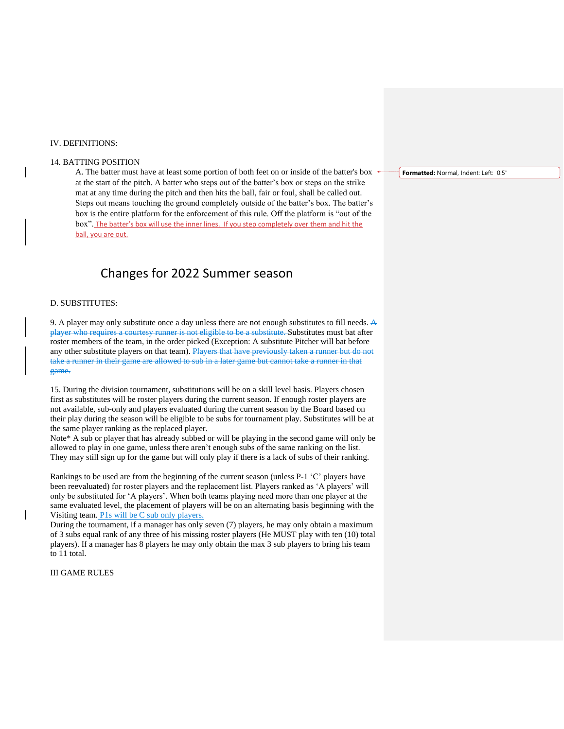IV. DEFINITIONS:

14. BATTING POSITION

A. The batter must have at least some portion of both feet on or inside of the batter's box at the start of the pitch. A batter who steps out of the batter's box or steps on the strike mat at any time during the pitch and then hits the ball, fair or foul, shall be called out. Steps out means touching the ground completely outside of the batter's box. The batter's box is the entire platform for the enforcement of this rule. Off the platform is "out of the box". The batter's box will use the inner lines. If you step completely over them and hit the ball, you are out.

Formatted: Normal, Indent: Left: 0.5"

## Changes for 2022 Summer season

D. SUBSTITUTES:

9. A player may only substitute once a day unless there are not enough substitutes to fill needs. ~~A player who requires a courtesy runner is not eligible to be a substitute.~~ Substitutes must bat after roster members of the team, in the order picked (Exception: A substitute Pitcher will bat before any other substitute players on that team). ~~Players that have previously taken a runner but do not take a runner in their game are allowed to sub in a later game but cannot take a runner in that game.~~

15. During the division tournament, substitutions will be on a skill level basis. Players chosen first as substitutes will be roster players during the current season. If enough roster players are not available, sub-only and players evaluated during the current season by the Board based on their play during the season will be eligible to be subs for tournament play. Substitutes will be at the same player ranking as the replaced player.

Note* A sub or player that has already subbed or will be playing in the second game will only be allowed to play in one game, unless there aren't enough subs of the same ranking on the list. They may still sign up for the game but will only play if there is a lack of subs of their ranking.

Rankings to be used are from the beginning of the current season (unless P-1 'C' players have been reevaluated) for roster players and the replacement list. Players ranked as 'A players' will only be substituted for 'A players'. When both teams playing need more than one player at the same evaluated level, the placement of players will be on an alternating basis beginning with the Visiting team. P1s will be C sub only players.

During the tournament, if a manager has only seven (7) players, he may only obtain a maximum of 3 subs equal rank of any three of his missing roster players (He MUST play with ten (10) total players). If a manager has 8 players he may only obtain the max 3 sub players to bring his team to 11 total.

III GAME RULES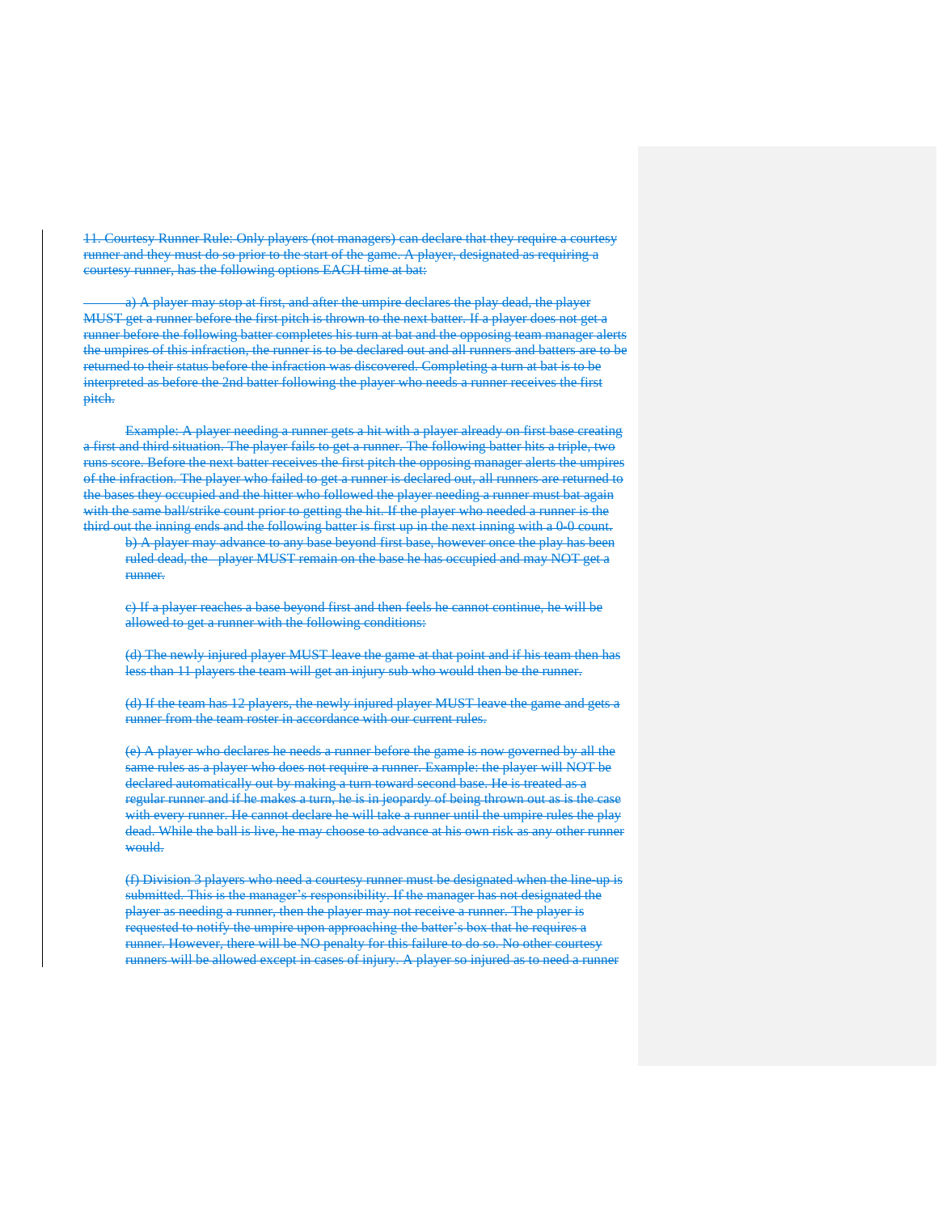~~11. Courtesy Runner Rule: Only players (not managers) can declare that they require a courtesy runner and they must do so prior to the start of the game. A player, designated as requiring a courtesy runner, has the following options EACH time at bat:~~

~~a) A player may stop at first, and after the umpire declares the play dead, the player MUST get a runner before the first pitch is thrown to the next batter. If a player does not get a runner before the following batter completes his turn at bat and the opposing team manager alerts the umpires of this infraction, the runner is to be declared out and all runners and batters are to be returned to their status before the infraction was discovered. Completing a turn at bat is to be interpreted as before the 2nd batter following the player who needs a runner receives the first pitch.~~

~~Example: A player needing a runner gets a hit with a player already on first base creating a first and third situation. The player fails to get a runner. The following batter hits a triple, two runs score. Before the next batter receives the first pitch the opposing manager alerts the umpires of the infraction. The player who failed to get a runner is declared out, all runners are returned to the bases they occupied and the hitter who followed the player needing a runner must bat again with the same ball/strike count prior to getting the hit. If the player who needed a runner is the third out the inning ends and the following batter is first up in the next inning with a 0-0 count.~~

~~b) A player may advance to any base beyond first base, however once the play has been ruled dead, the player MUST remain on the base he has occupied and may NOT get a runner.~~

~~c) If a player reaches a base beyond first and then feels he cannot continue, he will be allowed to get a runner with the following conditions:~~

~~(d) The newly injured player MUST leave the game at that point and if his team then has less than 11 players the team will get an injury sub who would then be the runner.~~

~~(d) If the team has 12 players, the newly injured player MUST leave the game and gets a runner from the team roster in accordance with our current rules.~~

~~(e) A player who declares he needs a runner before the game is now governed by all the same rules as a player who does not require a runner. Example: the player will NOT be declared automatically out by making a turn toward second base. He is treated as a regular runner and if he makes a turn, he is in jeopardy of being thrown out as is the case with every runner. He cannot declare he will take a runner until the umpire rules the play dead. While the ball is live, he may choose to advance at his own risk as any other runner would.~~

~~(f) Division 3 players who need a courtesy runner must be designated when the line-up is submitted. This is the manager's responsibility. If the manager has not designated the player as needing a runner, then the player may not receive a runner. The player is requested to notify the umpire upon approaching the batter's box that he requires a runner. However, there will be NO penalty for this failure to do so. No other courtesy runners will be allowed except in cases of injury. A player so injured as to need a runner~~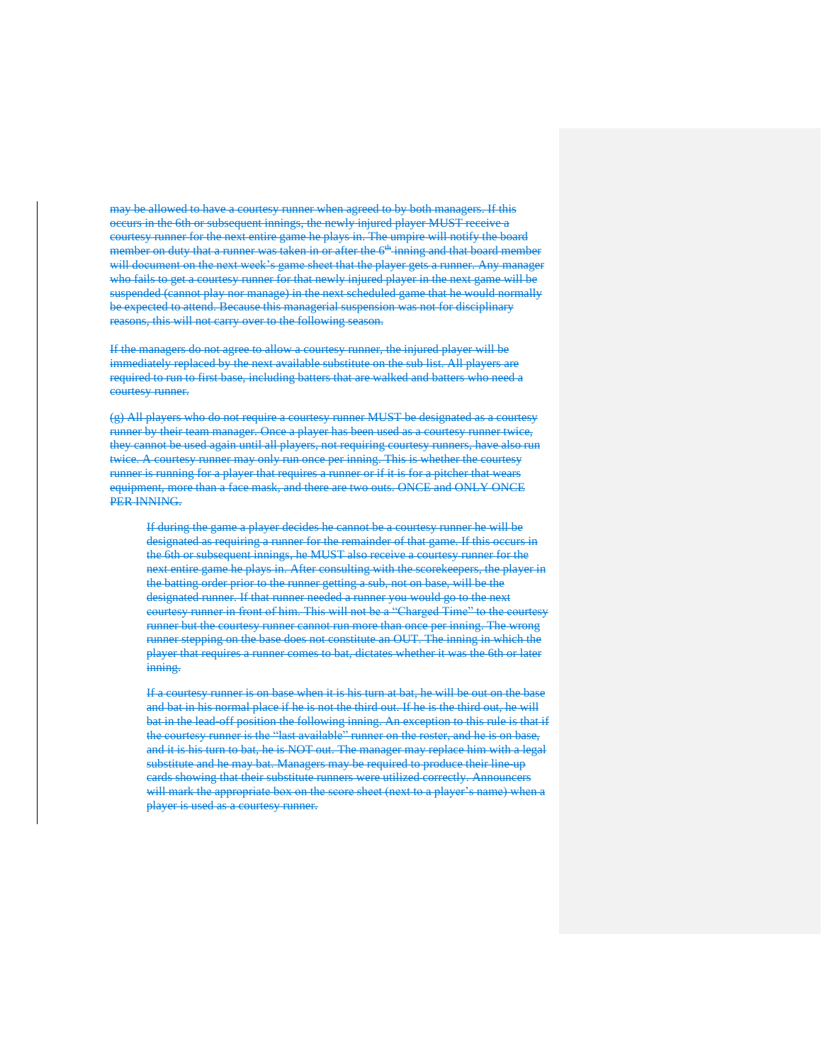may be allowed to have a courtesy runner when agreed to by both managers. If this occurs in the 6th or subsequent innings, the newly injured player MUST receive a courtesy runner for the next entire game he plays in. The umpire will notify the board member on duty that a runner was taken in or after the 6th inning and that board member will document on the next week's game sheet that the player gets a runner. Any manager who fails to get a courtesy runner for that newly injured player in the next game will be suspended (cannot play nor manage) in the next scheduled game that he would normally be expected to attend. Because this managerial suspension was not for disciplinary reasons, this will not carry over to the following season.

If the managers do not agree to allow a courtesy runner, the injured player will be immediately replaced by the next available substitute on the sub list. All players are required to run to first base, including batters that are walked and batters who need a courtesy runner.

(g) All players who do not require a courtesy runner MUST be designated as a courtesy runner by their team manager. Once a player has been used as a courtesy runner twice, they cannot be used again until all players, not requiring courtesy runners, have also run twice. A courtesy runner may only run once per inning. This is whether the courtesy runner is running for a player that requires a runner or if it is for a pitcher that wears equipment, more than a face mask, and there are two outs. ONCE and ONLY ONCE PER INNING.

> If during the game a player decides he cannot be a courtesy runner he will be designated as requiring a runner for the remainder of that game. If this occurs in the 6th or subsequent innings, he MUST also receive a courtesy runner for the next entire game he plays in. After consulting with the scorekeepers, the player in the batting order prior to the runner getting a sub, not on base, will be the designated runner. If that runner needed a runner you would go to the next courtesy runner in front of him. This will not be a "Charged Time" to the courtesy runner but the courtesy runner cannot run more than once per inning. The wrong runner stepping on the base does not constitute an OUT. The inning in which the player that requires a runner comes to bat, dictates whether it was the 6th or later inning.
>
> If a courtesy runner is on base when it is his turn at bat, he will be out on the base and bat in his normal place if he is not the third out. If he is the third out, he will bat in the lead-off position the following inning. An exception to this rule is that if the courtesy runner is the "last available" runner on the roster, and he is on base, and it is his turn to bat, he is NOT out. The manager may replace him with a legal substitute and he may bat. Managers may be required to produce their line-up cards showing that their substitute runners were utilized correctly. Announcers will mark the appropriate box on the score sheet (next to a player's name) when a player is used as a courtesy runner.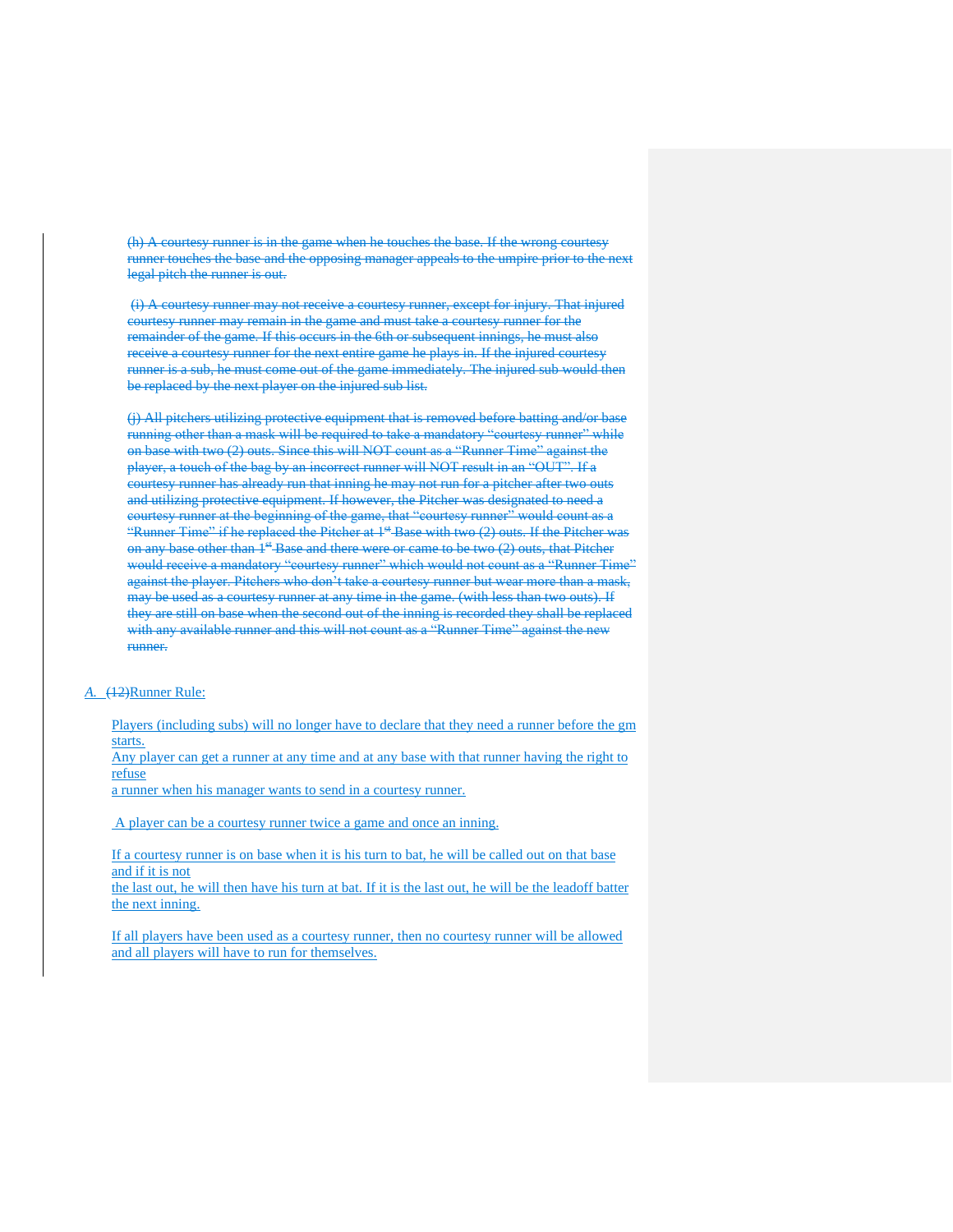~~(h) A courtesy runner is in the game when he touches the base. If the wrong courtesy runner touches the base and the opposing manager appeals to the umpire prior to the next legal pitch the runner is out.~~

~~(i) A courtesy runner may not receive a courtesy runner, except for injury. That injured courtesy runner may remain in the game and must take a courtesy runner for the remainder of the game. If this occurs in the 6th or subsequent innings, he must also receive a courtesy runner for the next entire game he plays in. If the injured courtesy runner is a sub, he must come out of the game immediately. The injured sub would then be replaced by the next player on the injured sub list.~~

~~(j) All pitchers utilizing protective equipment that is removed before batting and/or base running other than a mask will be required to take a mandatory "courtesy runner" while on base with two (2) outs. Since this will NOT count as a "Runner Time" against the player, a touch of the bag by an incorrect runner will NOT result in an "OUT". If a courtesy runner has already run that inning he may not run for a pitcher after two outs and utilizing protective equipment. If however, the Pitcher was designated to need a courtesy runner at the beginning of the game, that "courtesy runner" would count as a "Runner Time" if he replaced the Pitcher at 1st Base with two (2) outs. If the Pitcher was on any base other than 1st Base and there were or came to be two (2) outs, that Pitcher would receive a mandatory "courtesy runner" which would not count as a "Runner Time" against the player. Pitchers who don't take a courtesy runner but wear more than a mask, may be used as a courtesy runner at any time in the game. (with less than two outs). If they are still on base when the second out of the inning is recorded they shall be replaced with any available runner and this will not count as a "Runner Time" against the new runner.~~

*A.* ~~(12)~~Runner Rule:

Players (including subs) will no longer have to declare that they need a runner before the gm starts.
Any player can get a runner at any time and at any base with that runner having the right to refuse
a runner when his manager wants to send in a courtesy runner.

A player can be a courtesy runner twice a game and once an inning.

If a courtesy runner is on base when it is his turn to bat, he will be called out on that base and if it is not
the last out, he will then have his turn at bat. If it is the last out, he will be the leadoff batter the next inning.

If all players have been used as a courtesy runner, then no courtesy runner will be allowed and all players will have to run for themselves.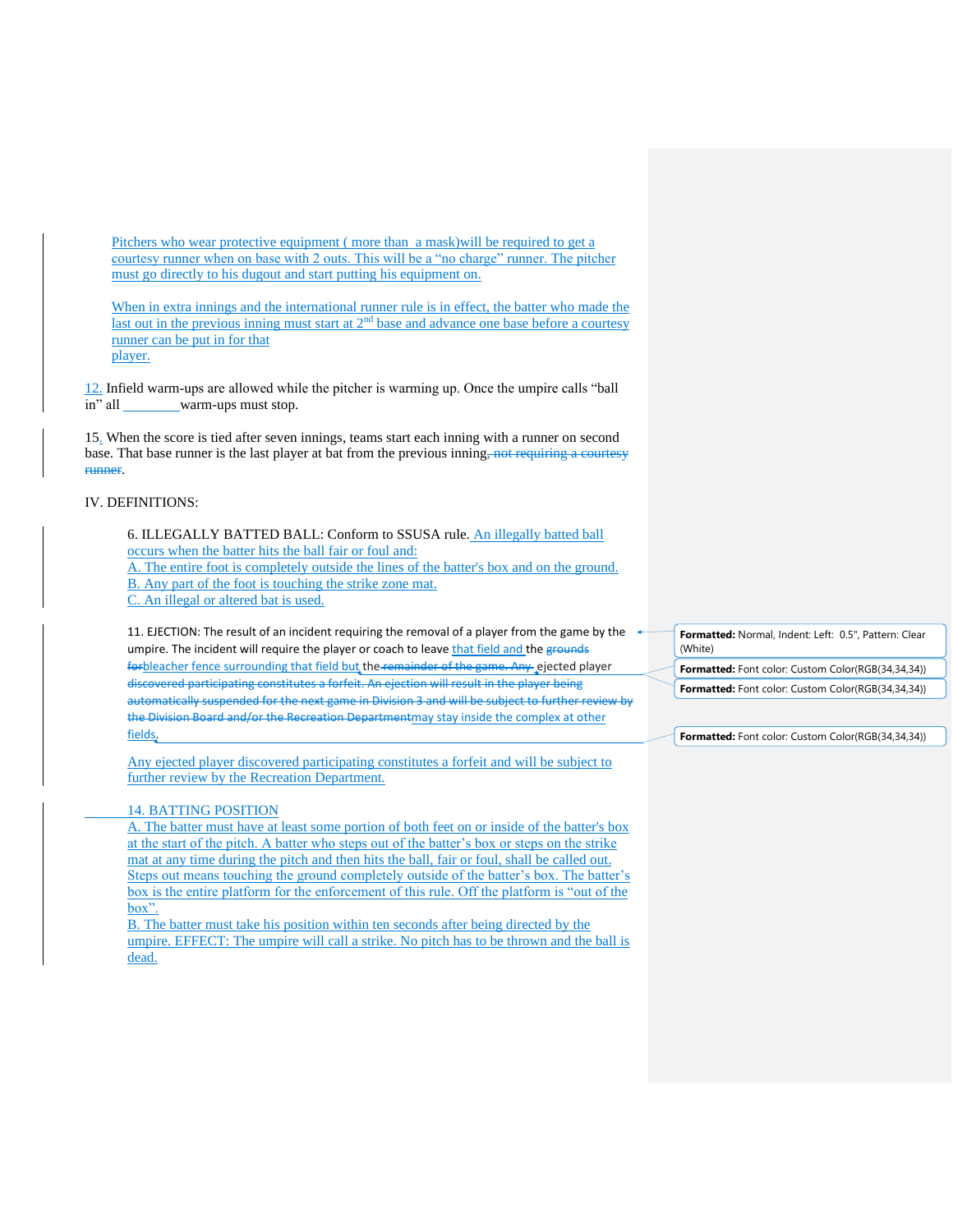Pitchers who wear protective equipment ( more than a mask)will be required to get a courtesy runner when on base with 2 outs. This will be a “no charge” runner. The pitcher must go directly to his dugout and start putting his equipment on.

When in extra innings and the international runner rule is in effect, the batter who made the last out in the previous inning must start at 2nd base and advance one base before a courtesy runner can be put in for that player.

12. Infield warm-ups are allowed while the pitcher is warming up. Once the umpire calls “ball in” all ________warm-ups must stop.

15. When the score is tied after seven innings, teams start each inning with a runner on second base. That base runner is the last player at bat from the previous inning~~, not requiring a courtesy runner~~.

IV. DEFINITIONS:

6. ILLEGALLY BATTED BALL: Conform to SSUSA rule. An illegally batted ball occurs when the batter hits the ball fair or foul and:
A. The entire foot is completely outside the lines of the batter's box and on the ground.
B. Any part of the foot is touching the strike zone mat.
C. An illegal or altered bat is used.

11. EJECTION: The result of an incident requiring the removal of a player from the game by the umpire. The incident will require the player or coach to leave that field and the ~~grounds for~~bleacher fence surrounding that field but the ~~remainder of the game. Any~~ ejected player ~~discovered participating constitutes a forfeit. An ejection will result in the player being automatically suspended for the next game in Division 3 and will be subject to further review by the Division Board and/or the Recreation Department~~may stay inside the complex at other fields.

Any ejected player discovered participating constitutes a forfeit and will be subject to further review by the Recreation Department.

14. BATTING POSITION
A. The batter must have at least some portion of both feet on or inside of the batter's box at the start of the pitch. A batter who steps out of the batter’s box or steps on the strike mat at any time during the pitch and then hits the ball, fair or foul, shall be called out. Steps out means touching the ground completely outside of the batter’s box. The batter’s box is the entire platform for the enforcement of this rule. Off the platform is “out of the box”.
B. The batter must take his position within ten seconds after being directed by the umpire. EFFECT: The umpire will call a strike. No pitch has to be thrown and the ball is dead.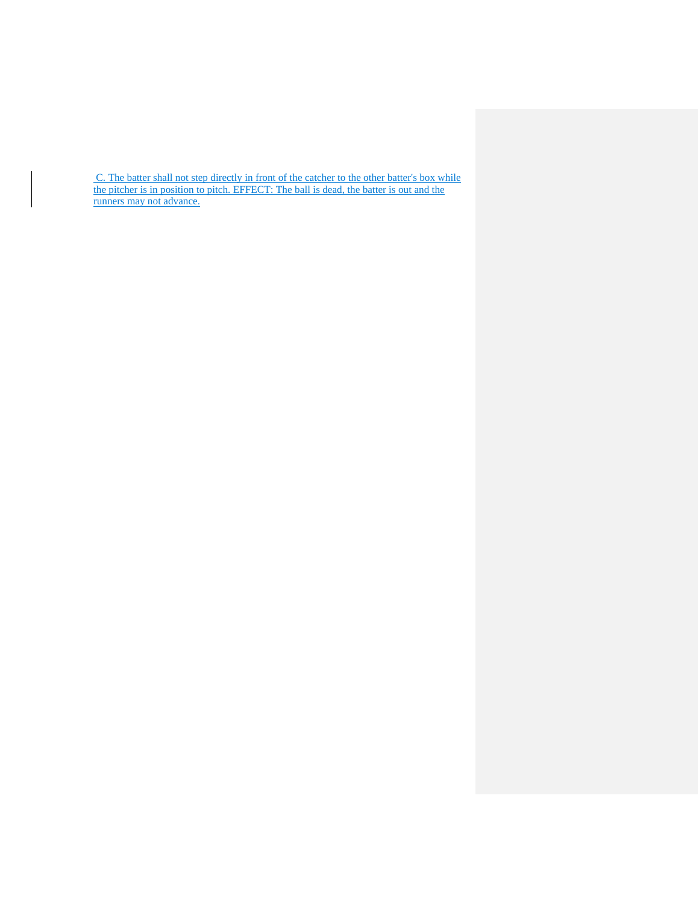C. The batter shall not step directly in front of the catcher to the other batter's box while the pitcher is in position to pitch. EFFECT: The ball is dead, the batter is out and the runners may not advance.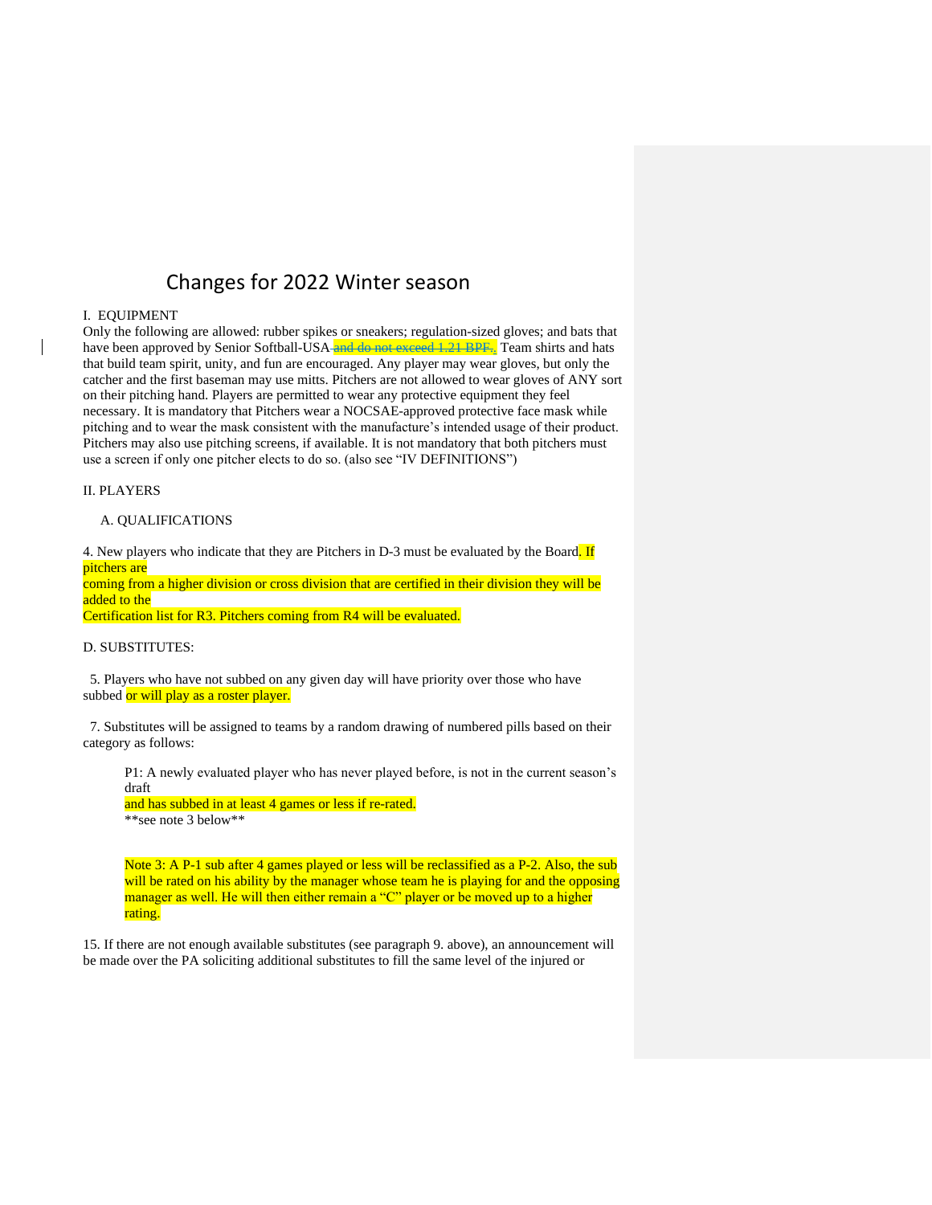# Changes for 2022 Winter season

I. EQUIPMENT

Only the following are allowed: rubber spikes or sneakers; regulation-sized gloves; and bats that have been approved by Senior Softball-USA ~~and do not exceed 1.21 BPF.~~. Team shirts and hats that build team spirit, unity, and fun are encouraged. Any player may wear gloves, but only the catcher and the first baseman may use mitts. Pitchers are not allowed to wear gloves of ANY sort on their pitching hand. Players are permitted to wear any protective equipment they feel necessary. It is mandatory that Pitchers wear a NOCSAE-approved protective face mask while pitching and to wear the mask consistent with the manufacture's intended usage of their product. Pitchers may also use pitching screens, if available. It is not mandatory that both pitchers must use a screen if only one pitcher elects to do so. (also see "IV DEFINITIONS")

II. PLAYERS

A. QUALIFICATIONS

4. New players who indicate that they are Pitchers in D-3 must be evaluated by the Board. If pitchers are coming from a higher division or cross division that are certified in their division they will be added to the Certification list for R3. Pitchers coming from R4 will be evaluated.

D. SUBSTITUTES:

5. Players who have not subbed on any given day will have priority over those who have subbed or will play as a roster player.

7. Substitutes will be assigned to teams by a random drawing of numbered pills based on their category as follows:

P1: A newly evaluated player who has never played before, is not in the current season's draft and has subbed in at least 4 games or less if re-rated.
**see note 3 below**

Note 3: A P-1 sub after 4 games played or less will be reclassified as a P-2. Also, the sub will be rated on his ability by the manager whose team he is playing for and the opposing manager as well. He will then either remain a "C" player or be moved up to a higher rating.

15. If there are not enough available substitutes (see paragraph 9. above), an announcement will be made over the PA soliciting additional substitutes to fill the same level of the injured or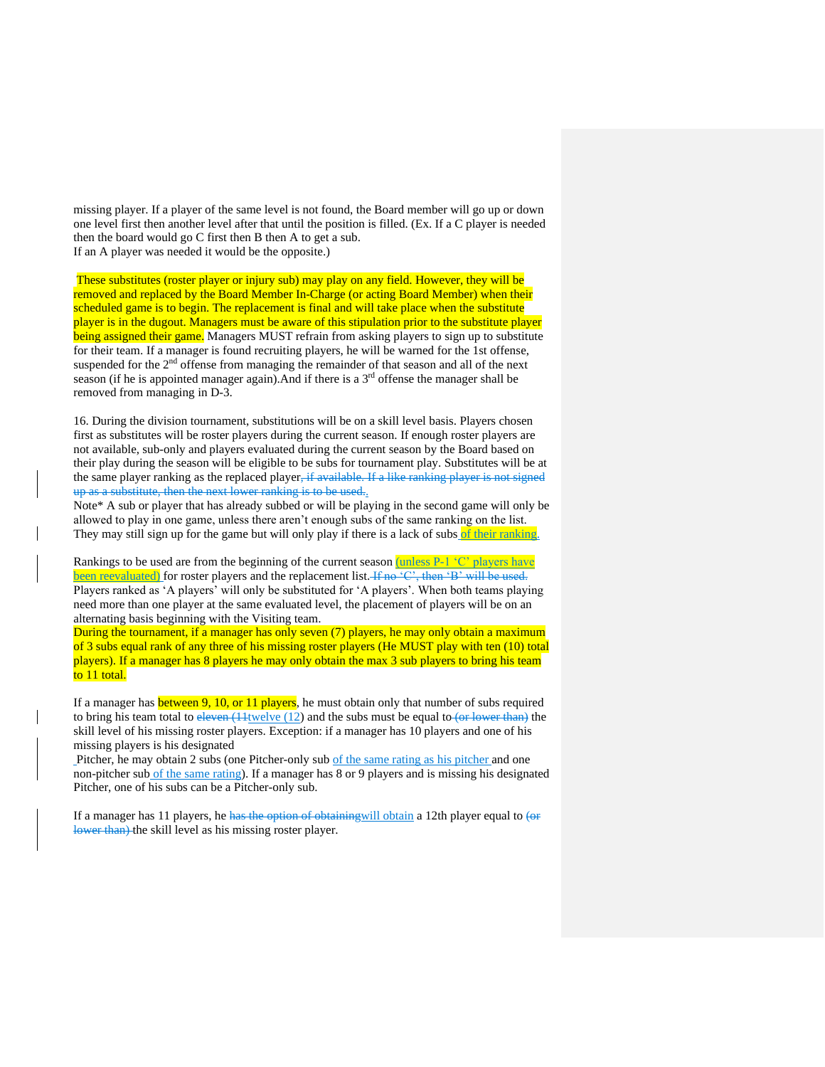missing player. If a player of the same level is not found, the Board member will go up or down one level first then another level after that until the position is filled. (Ex. If a C player is needed then the board would go C first then B then A to get a sub.
If an A player was needed it would be the opposite.)

These substitutes (roster player or injury sub) may play on any field. However, they will be removed and replaced by the Board Member In-Charge (or acting Board Member) when their scheduled game is to begin. The replacement is final and will take place when the substitute player is in the dugout. Managers must be aware of this stipulation prior to the substitute player being assigned their game. Managers MUST refrain from asking players to sign up to substitute for their team. If a manager is found recruiting players, he will be warned for the 1st offense, suspended for the 2nd offense from managing the remainder of that season and all of the next season (if he is appointed manager again).And if there is a 3rd offense the manager shall be removed from managing in D-3.

16. During the division tournament, substitutions will be on a skill level basis. Players chosen first as substitutes will be roster players during the current season. If enough roster players are not available, sub-only and players evaluated during the current season by the Board based on their play during the season will be eligible to be subs for tournament play. Substitutes will be at the same player ranking as the replaced player~~, if available. If a like ranking player is not signed up as a substitute, then the next lower ranking is to be used.~~.
Note* A sub or player that has already subbed or will be playing in the second game will only be allowed to play in one game, unless there aren't enough subs of the same ranking on the list. They may still sign up for the game but will only play if there is a lack of subs of their ranking.

Rankings to be used are from the beginning of the current season (unless P-1 'C' players have been reevaluated) for roster players and the replacement list. ~~If no 'C', then 'B' will be used.~~ Players ranked as 'A players' will only be substituted for 'A players'. When both teams playing need more than one player at the same evaluated level, the placement of players will be on an alternating basis beginning with the Visiting team.
During the tournament, if a manager has only seven (7) players, he may only obtain a maximum of 3 subs equal rank of any three of his missing roster players (He MUST play with ten (10) total players). If a manager has 8 players he may only obtain the max 3 sub players to bring his team to 11 total.

If a manager has between 9, 10, or 11 players, he must obtain only that number of subs required to bring his team total to ~~eleven (11~~twelve (12) and the subs must be equal to ~~(or lower than)~~ the skill level of his missing roster players. Exception: if a manager has 10 players and one of his missing players is his designated
Pitcher, he may obtain 2 subs (one Pitcher-only sub of the same rating as his pitcher and one non-pitcher sub of the same rating). If a manager has 8 or 9 players and is missing his designated Pitcher, one of his subs can be a Pitcher-only sub.

If a manager has 11 players, he ~~has the option of obtaining~~will obtain a 12th player equal to ~~(or lower than)~~ the skill level as his missing roster player.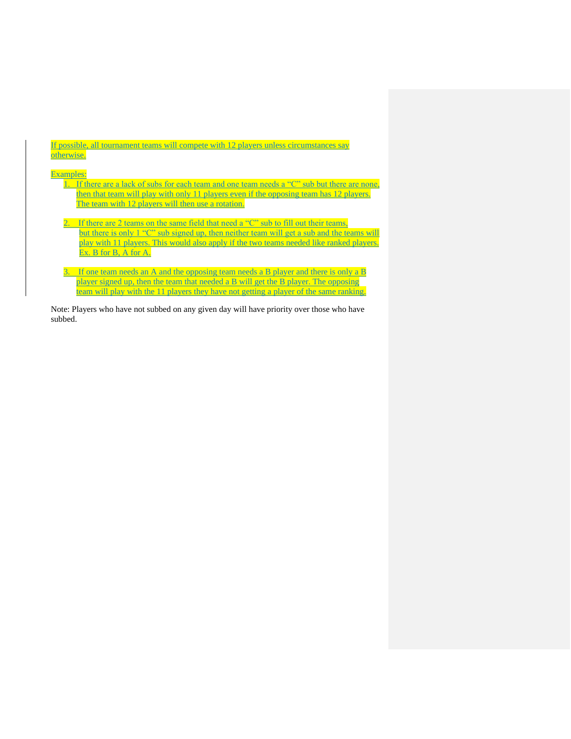If possible, all tournament teams will compete with 12 players unless circumstances say otherwise.

Examples:

1. If there are a lack of subs for each team and one team needs a "C" sub but there are none, then that team will play with only 11 players even if the opposing team has 12 players. The team with 12 players will then use a rotation.

2. If there are 2 teams on the same field that need a "C" sub to fill out their teams, but there is only 1 "C" sub signed up, then neither team will get a sub and the teams will play with 11 players. This would also apply if the two teams needed like ranked players. Ex. B for B, A for A.

3. If one team needs an A and the opposing team needs a B player and there is only a B player signed up, then the team that needed a B will get the B player. The opposing team will play with the 11 players they have not getting a player of the same ranking.

Note: Players who have not subbed on any given day will have priority over those who have subbed.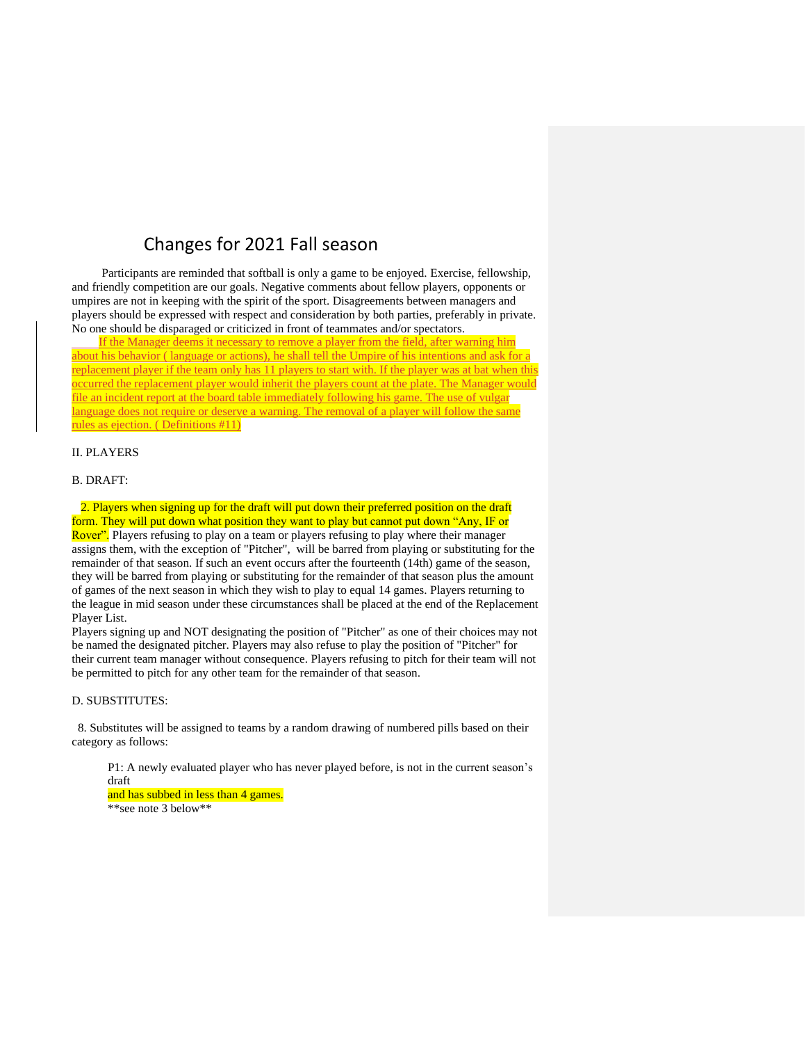# Changes for 2021 Fall season

Participants are reminded that softball is only a game to be enjoyed. Exercise, fellowship, and friendly competition are our goals. Negative comments about fellow players, opponents or umpires are not in keeping with the spirit of the sport. Disagreements between managers and players should be expressed with respect and consideration by both parties, preferably in private. No one should be disparaged or criticized in front of teammates and/or spectators.

If the Manager deems it necessary to remove a player from the field, after warning him about his behavior ( language or actions), he shall tell the Umpire of his intentions and ask for a replacement player if the team only has 11 players to start with. If the player was at bat when this occurred the replacement player would inherit the players count at the plate. The Manager would file an incident report at the board table immediately following his game. The use of vulgar language does not require or deserve a warning. The removal of a player will follow the same rules as ejection. ( Definitions #11)

II. PLAYERS

B. DRAFT:

2. Players when signing up for the draft will put down their preferred position on the draft form. They will put down what position they want to play but cannot put down "Any, IF or Rover". Players refusing to play on a team or players refusing to play where their manager assigns them, with the exception of "Pitcher", will be barred from playing or substituting for the remainder of that season. If such an event occurs after the fourteenth (14th) game of the season, they will be barred from playing or substituting for the remainder of that season plus the amount of games of the next season in which they wish to play to equal 14 games. Players returning to the league in mid season under these circumstances shall be placed at the end of the Replacement Player List.

Players signing up and NOT designating the position of "Pitcher" as one of their choices may not be named the designated pitcher. Players may also refuse to play the position of "Pitcher" for their current team manager without consequence. Players refusing to pitch for their team will not be permitted to pitch for any other team for the remainder of that season.

D. SUBSTITUTES:

8. Substitutes will be assigned to teams by a random drawing of numbered pills based on their category as follows:

P1: A newly evaluated player who has never played before, is not in the current season's draft
and has subbed in less than 4 games.
**see note 3 below**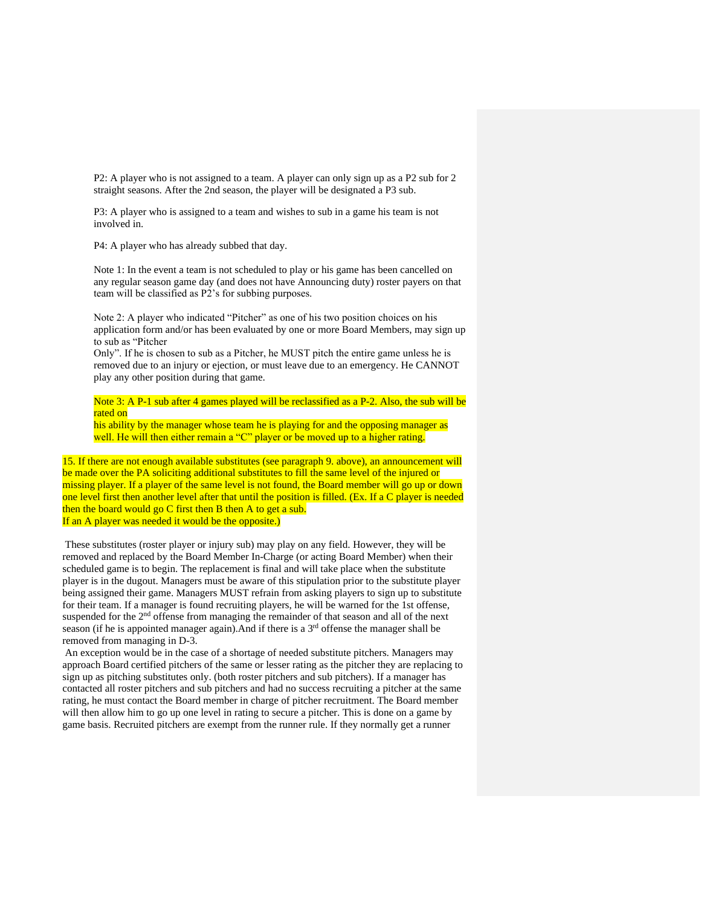P2: A player who is not assigned to a team. A player can only sign up as a P2 sub for 2 straight seasons. After the 2nd season, the player will be designated a P3 sub.

P3: A player who is assigned to a team and wishes to sub in a game his team is not involved in.

P4: A player who has already subbed that day.

Note 1: In the event a team is not scheduled to play or his game has been cancelled on any regular season game day (and does not have Announcing duty) roster payers on that team will be classified as P2's for subbing purposes.

Note 2: A player who indicated "Pitcher" as one of his two position choices on his application form and/or has been evaluated by one or more Board Members, may sign up to sub as "Pitcher Only". If he is chosen to sub as a Pitcher, he MUST pitch the entire game unless he is removed due to an injury or ejection, or must leave due to an emergency. He CANNOT play any other position during that game.

Note 3: A P-1 sub after 4 games played will be reclassified as a P-2. Also, the sub will be rated on his ability by the manager whose team he is playing for and the opposing manager as well. He will then either remain a "C" player or be moved up to a higher rating.

15. If there are not enough available substitutes (see paragraph 9. above), an announcement will be made over the PA soliciting additional substitutes to fill the same level of the injured or missing player. If a player of the same level is not found, the Board member will go up or down one level first then another level after that until the position is filled. (Ex. If a C player is needed then the board would go C first then B then A to get a sub.
If an A player was needed it would be the opposite.)

These substitutes (roster player or injury sub) may play on any field. However, they will be removed and replaced by the Board Member In-Charge (or acting Board Member) when their scheduled game is to begin. The replacement is final and will take place when the substitute player is in the dugout. Managers must be aware of this stipulation prior to the substitute player being assigned their game. Managers MUST refrain from asking players to sign up to substitute for their team. If a manager is found recruiting players, he will be warned for the 1st offense, suspended for the 2nd offense from managing the remainder of that season and all of the next season (if he is appointed manager again).And if there is a 3rd offense the manager shall be removed from managing in D-3.

An exception would be in the case of a shortage of needed substitute pitchers. Managers may approach Board certified pitchers of the same or lesser rating as the pitcher they are replacing to sign up as pitching substitutes only. (both roster pitchers and sub pitchers). If a manager has contacted all roster pitchers and sub pitchers and had no success recruiting a pitcher at the same rating, he must contact the Board member in charge of pitcher recruitment. The Board member will then allow him to go up one level in rating to secure a pitcher. This is done on a game by game basis. Recruited pitchers are exempt from the runner rule. If they normally get a runner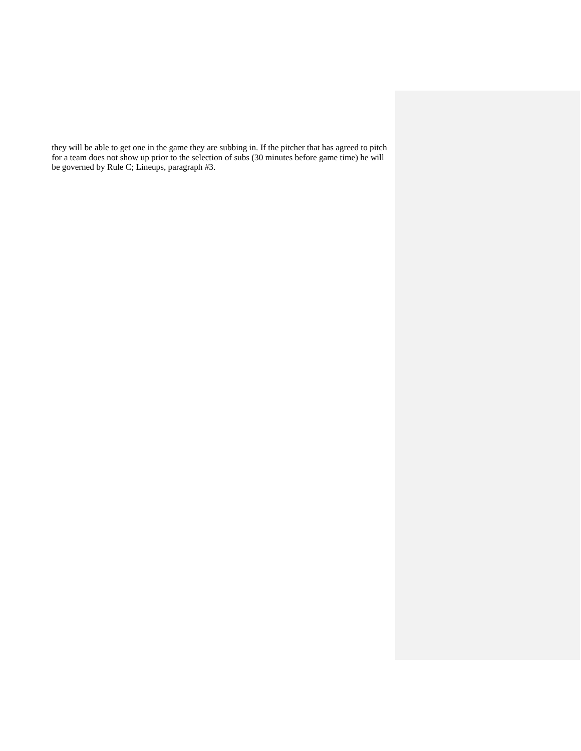they will be able to get one in the game they are subbing in. If the pitcher that has agreed to pitch for a team does not show up prior to the selection of subs (30 minutes before game time) he will be governed by Rule C; Lineups, paragraph #3.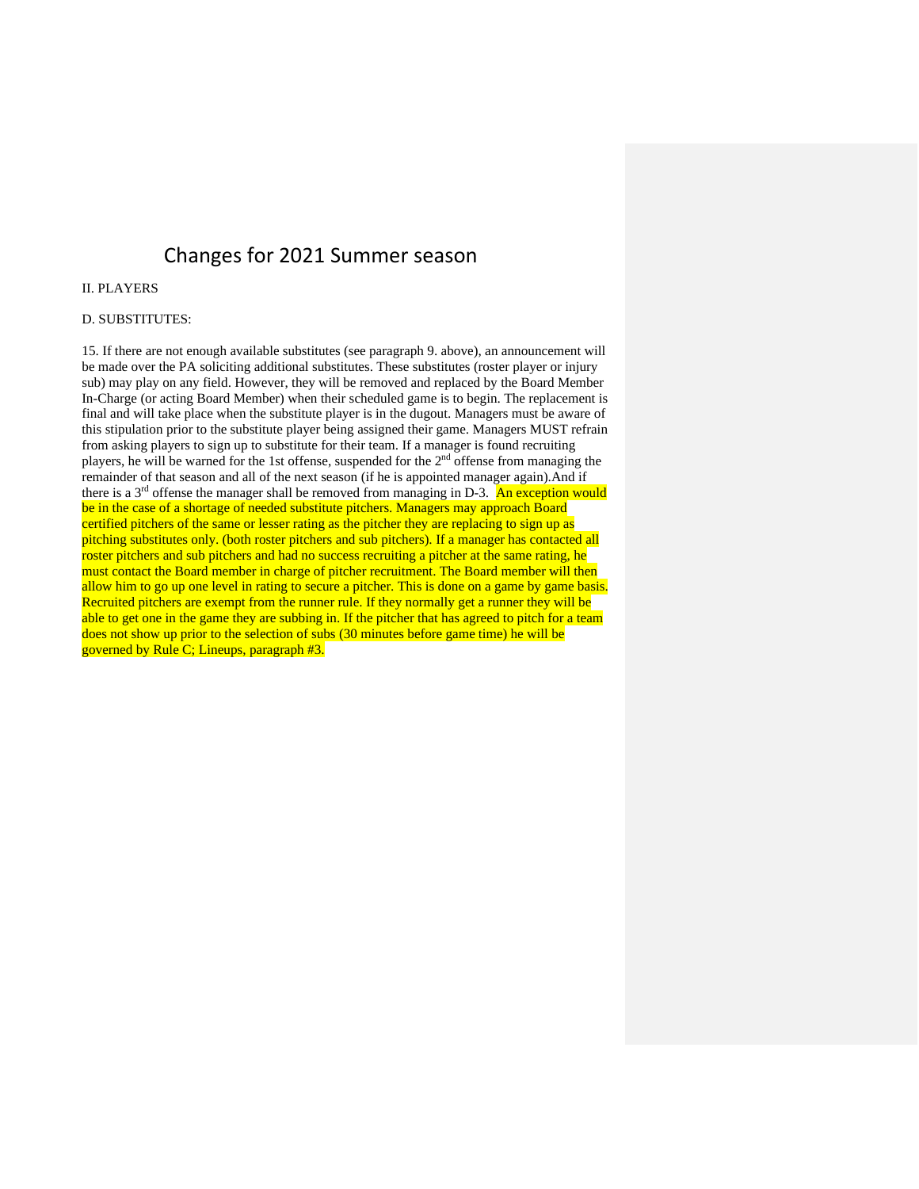# Changes for 2021 Summer season

II. PLAYERS

D. SUBSTITUTES:

15. If there are not enough available substitutes (see paragraph 9. above), an announcement will be made over the PA soliciting additional substitutes. These substitutes (roster player or injury sub) may play on any field. However, they will be removed and replaced by the Board Member In-Charge (or acting Board Member) when their scheduled game is to begin. The replacement is final and will take place when the substitute player is in the dugout. Managers must be aware of this stipulation prior to the substitute player being assigned their game. Managers MUST refrain from asking players to sign up to substitute for their team. If a manager is found recruiting players, he will be warned for the 1st offense, suspended for the 2nd offense from managing the remainder of that season and all of the next season (if he is appointed manager again).And if there is a 3rd offense the manager shall be removed from managing in D-3. An exception would be in the case of a shortage of needed substitute pitchers. Managers may approach Board certified pitchers of the same or lesser rating as the pitcher they are replacing to sign up as pitching substitutes only. (both roster pitchers and sub pitchers). If a manager has contacted all roster pitchers and sub pitchers and had no success recruiting a pitcher at the same rating, he must contact the Board member in charge of pitcher recruitment. The Board member will then allow him to go up one level in rating to secure a pitcher. This is done on a game by game basis. Recruited pitchers are exempt from the runner rule. If they normally get a runner they will be able to get one in the game they are subbing in. If the pitcher that has agreed to pitch for a team does not show up prior to the selection of subs (30 minutes before game time) he will be governed by Rule C; Lineups, paragraph #3.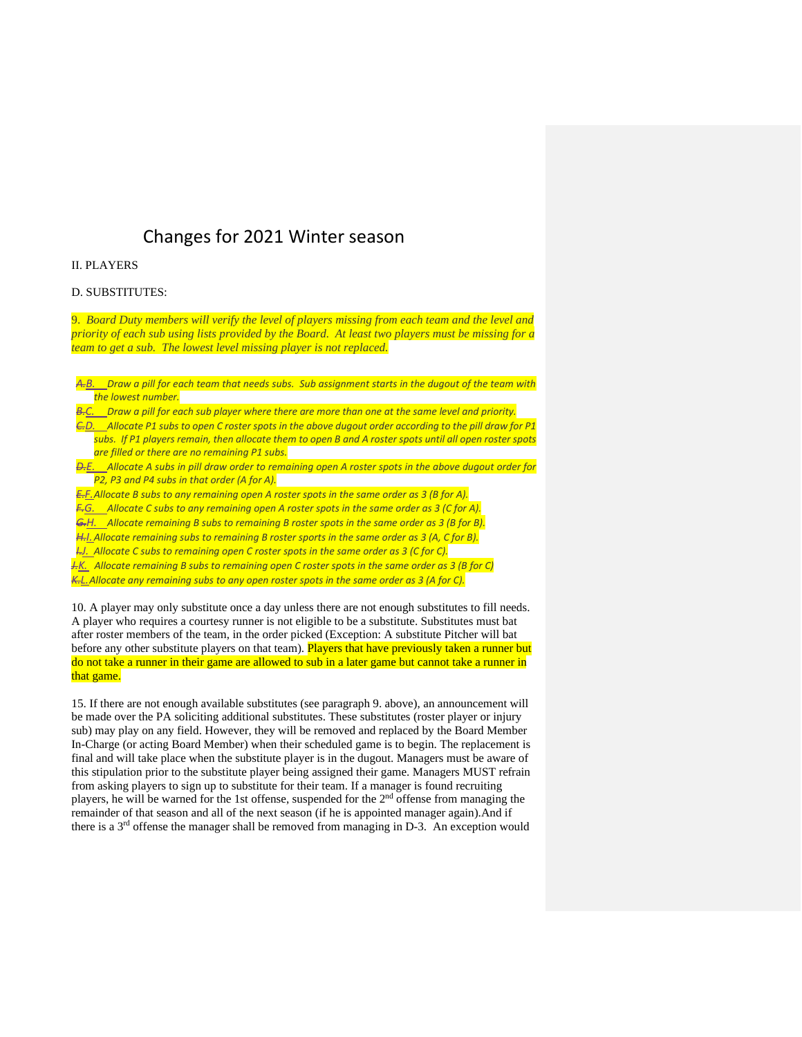# Changes for 2021 Winter season

II. PLAYERS

D. SUBSTITUTES:

9. *Board Duty members will verify the level of players missing from each team and the level and priority of each sub using lists provided by the Board. At least two players must be missing for a team to get a sub. The lowest level missing player is not replaced.*

- *~~A.~~B. Draw a pill for each team that needs subs. Sub assignment starts in the dugout of the team with the lowest number.*
- *~~B.~~C. Draw a pill for each sub player where there are more than one at the same level and priority.*
- *~~C.~~D. Allocate P1 subs to open C roster spots in the above dugout order according to the pill draw for P1 subs. If P1 players remain, then allocate them to open B and A roster spots until all open roster spots are filled or there are no remaining P1 subs.*
- *~~D.~~E. Allocate A subs in pill draw order to remaining open A roster spots in the above dugout order for P2, P3 and P4 subs in that order (A for A).*
- *~~E.~~F. Allocate B subs to any remaining open A roster spots in the same order as 3 (B for A).*
- *~~F.~~G. Allocate C subs to any remaining open A roster spots in the same order as 3 (C for A).*
- *~~G.~~H. Allocate remaining B subs to remaining B roster spots in the same order as 3 (B for B).*
- *~~H.~~I. Allocate remaining subs to remaining B roster sports in the same order as 3 (A, C for B).*
- *~~I.~~J. Allocate C subs to remaining open C roster spots in the same order as 3 (C for C).*
- *~~J.~~K. Allocate remaining B subs to remaining open C roster spots in the same order as 3 (B for C)*
- *~~K.~~L. Allocate any remaining subs to any open roster spots in the same order as 3 (A for C).*

10. A player may only substitute once a day unless there are not enough substitutes to fill needs. A player who requires a courtesy runner is not eligible to be a substitute. Substitutes must bat after roster members of the team, in the order picked (Exception: A substitute Pitcher will bat before any other substitute players on that team). Players that have previously taken a runner but do not take a runner in their game are allowed to sub in a later game but cannot take a runner in that game.

15. If there are not enough available substitutes (see paragraph 9. above), an announcement will be made over the PA soliciting additional substitutes. These substitutes (roster player or injury sub) may play on any field. However, they will be removed and replaced by the Board Member In-Charge (or acting Board Member) when their scheduled game is to begin. The replacement is final and will take place when the substitute player is in the dugout. Managers must be aware of this stipulation prior to the substitute player being assigned their game. Managers MUST refrain from asking players to sign up to substitute for their team. If a manager is found recruiting players, he will be warned for the 1st offense, suspended for the 2nd offense from managing the remainder of that season and all of the next season (if he is appointed manager again).And if there is a 3rd offense the manager shall be removed from managing in D-3. An exception would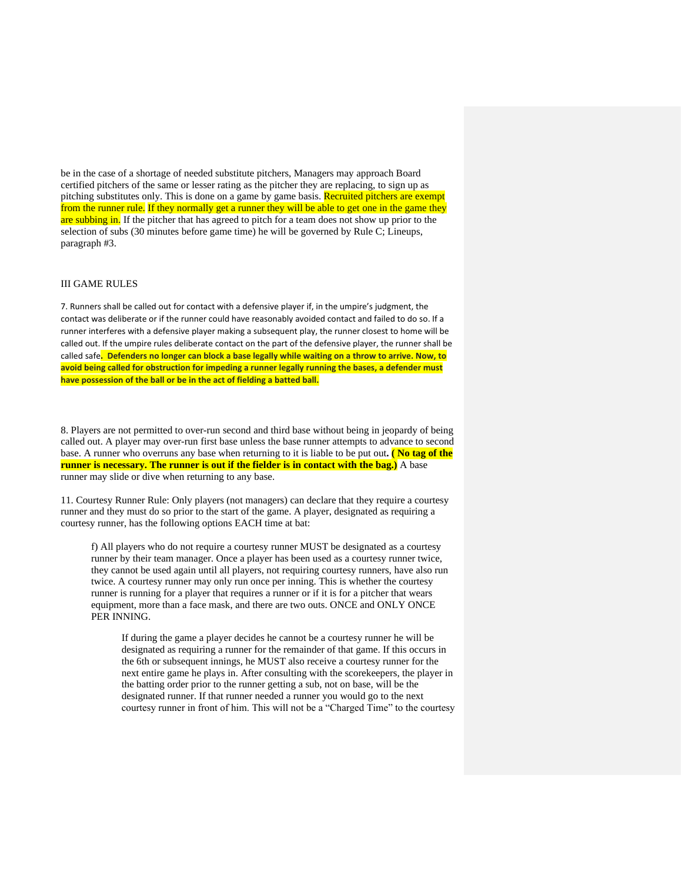be in the case of a shortage of needed substitute pitchers, Managers may approach Board certified pitchers of the same or lesser rating as the pitcher they are replacing, to sign up as pitching substitutes only. This is done on a game by game basis. Recruited pitchers are exempt from the runner rule. If they normally get a runner they will be able to get one in the game they are subbing in. If the pitcher that has agreed to pitch for a team does not show up prior to the selection of subs (30 minutes before game time) he will be governed by Rule C; Lineups, paragraph #3.

## III GAME RULES

7. Runners shall be called out for contact with a defensive player if, in the umpire's judgment, the contact was deliberate or if the runner could have reasonably avoided contact and failed to do so. If a runner interferes with a defensive player making a subsequent play, the runner closest to home will be called out. If the umpire rules deliberate contact on the part of the defensive player, the runner shall be called safe**. Defenders no longer can block a base legally while waiting on a throw to arrive. Now, to avoid being called for obstruction for impeding a runner legally running the bases, a defender must have possession of the ball or be in the act of fielding a batted ball.**

8. Players are not permitted to over-run second and third base without being in jeopardy of being called out. A player may over-run first base unless the base runner attempts to advance to second base. A runner who overruns any base when returning to it is liable to be put out**. ( No tag of the runner is necessary. The runner is out if the fielder is in contact with the bag.)** A base runner may slide or dive when returning to any base.

11. Courtesy Runner Rule: Only players (not managers) can declare that they require a courtesy runner and they must do so prior to the start of the game. A player, designated as requiring a courtesy runner, has the following options EACH time at bat:

> f) All players who do not require a courtesy runner MUST be designated as a courtesy runner by their team manager. Once a player has been used as a courtesy runner twice, they cannot be used again until all players, not requiring courtesy runners, have also run twice. A courtesy runner may only run once per inning. This is whether the courtesy runner is running for a player that requires a runner or if it is for a pitcher that wears equipment, more than a face mask, and there are two outs. ONCE and ONLY ONCE PER INNING.
>
> > If during the game a player decides he cannot be a courtesy runner he will be designated as requiring a runner for the remainder of that game. If this occurs in the 6th or subsequent innings, he MUST also receive a courtesy runner for the next entire game he plays in. After consulting with the scorekeepers, the player in the batting order prior to the runner getting a sub, not on base, will be the designated runner. If that runner needed a runner you would go to the next courtesy runner in front of him. This will not be a "Charged Time" to the courtesy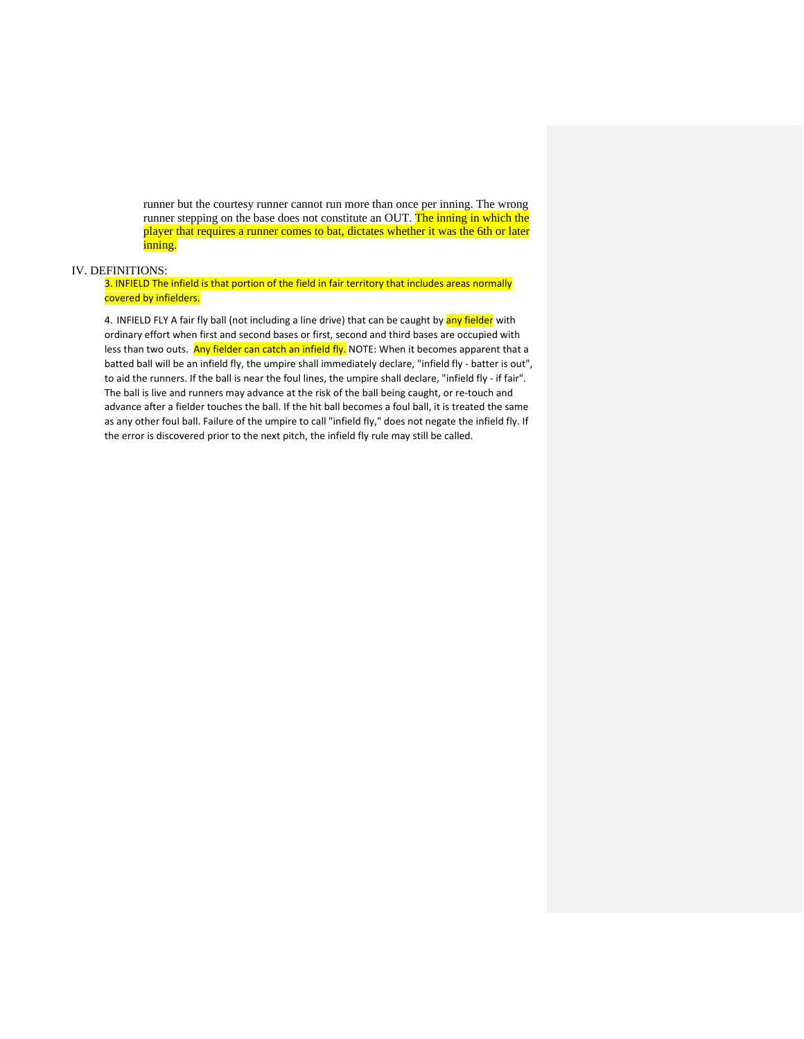runner but the courtesy runner cannot run more than once per inning. The wrong runner stepping on the base does not constitute an OUT. The inning in which the player that requires a runner comes to bat, dictates whether it was the 6th or later inning.

## IV. DEFINITIONS:

3. INFIELD The infield is that portion of the field in fair territory that includes areas normally covered by infielders.

4. INFIELD FLY A fair fly ball (not including a line drive) that can be caught by any fielder with ordinary effort when first and second bases or first, second and third bases are occupied with less than two outs. Any fielder can catch an infield fly. NOTE: When it becomes apparent that a batted ball will be an infield fly, the umpire shall immediately declare, "infield fly - batter is out", to aid the runners. If the ball is near the foul lines, the umpire shall declare, "infield fly - if fair". The ball is live and runners may advance at the risk of the ball being caught, or re-touch and advance after a fielder touches the ball. If the hit ball becomes a foul ball, it is treated the same as any other foul ball. Failure of the umpire to call "infield fly," does not negate the infield fly. If the error is discovered prior to the next pitch, the infield fly rule may still be called.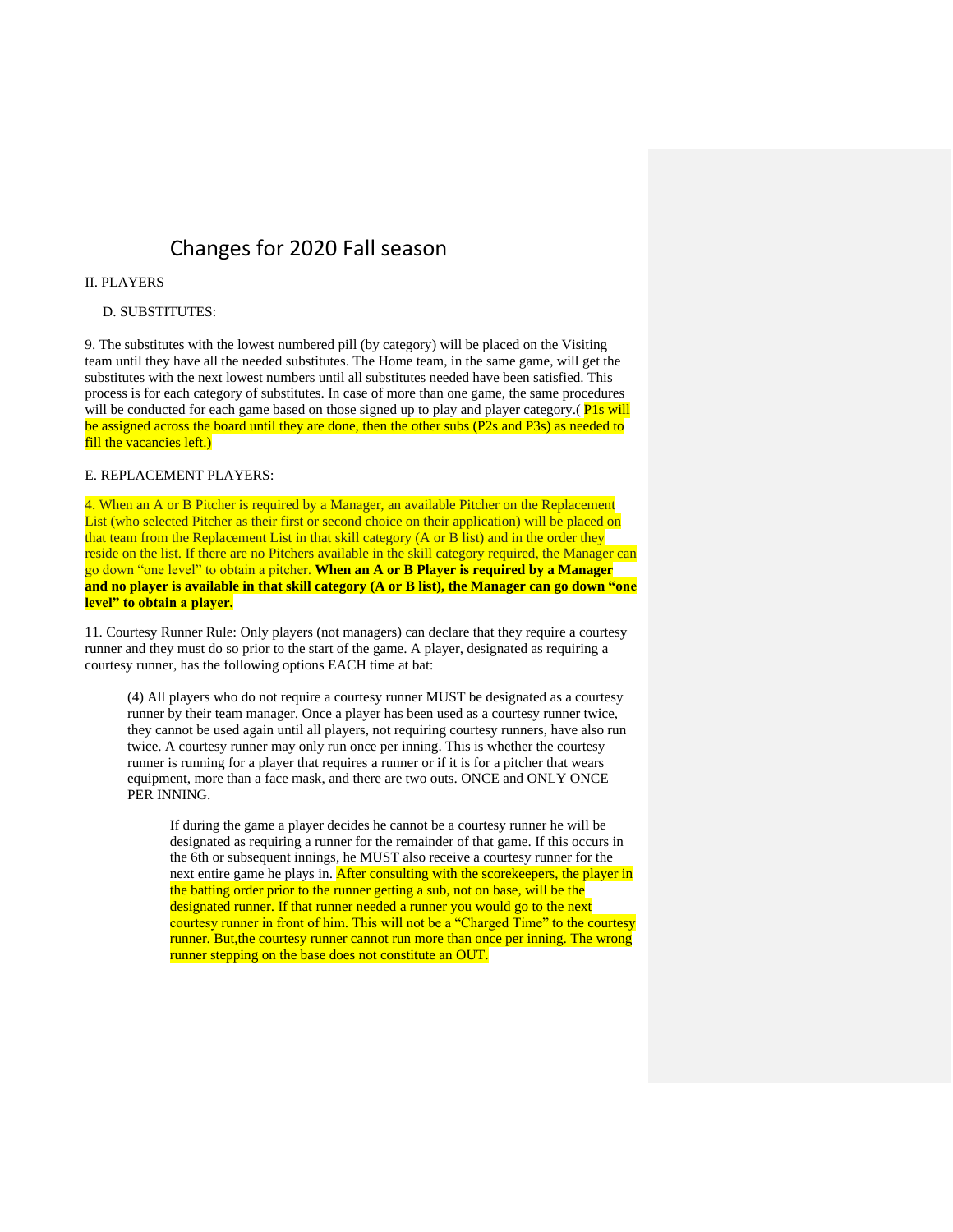# Changes for 2020 Fall season

II. PLAYERS

D. SUBSTITUTES:

9. The substitutes with the lowest numbered pill (by category) will be placed on the Visiting team until they have all the needed substitutes. The Home team, in the same game, will get the substitutes with the next lowest numbers until all substitutes needed have been satisfied. This process is for each category of substitutes. In case of more than one game, the same procedures will be conducted for each game based on those signed up to play and player category.( P1s will be assigned across the board until they are done, then the other subs (P2s and P3s) as needed to fill the vacancies left.)

E. REPLACEMENT PLAYERS:

4. When an A or B Pitcher is required by a Manager, an available Pitcher on the Replacement List (who selected Pitcher as their first or second choice on their application) will be placed on that team from the Replacement List in that skill category (A or B list) and in the order they reside on the list. If there are no Pitchers available in the skill category required, the Manager can go down "one level" to obtain a pitcher. **When an A or B Player is required by a Manager and no player is available in that skill category (A or B list), the Manager can go down "one level" to obtain a player.**

11. Courtesy Runner Rule: Only players (not managers) can declare that they require a courtesy runner and they must do so prior to the start of the game. A player, designated as requiring a courtesy runner, has the following options EACH time at bat:

(4) All players who do not require a courtesy runner MUST be designated as a courtesy runner by their team manager. Once a player has been used as a courtesy runner twice, they cannot be used again until all players, not requiring courtesy runners, have also run twice. A courtesy runner may only run once per inning. This is whether the courtesy runner is running for a player that requires a runner or if it is for a pitcher that wears equipment, more than a face mask, and there are two outs. ONCE and ONLY ONCE PER INNING.

If during the game a player decides he cannot be a courtesy runner he will be designated as requiring a runner for the remainder of that game. If this occurs in the 6th or subsequent innings, he MUST also receive a courtesy runner for the next entire game he plays in. After consulting with the scorekeepers, the player in the batting order prior to the runner getting a sub, not on base, will be the designated runner. If that runner needed a runner you would go to the next courtesy runner in front of him. This will not be a "Charged Time" to the courtesy runner. But,the courtesy runner cannot run more than once per inning. The wrong runner stepping on the base does not constitute an OUT.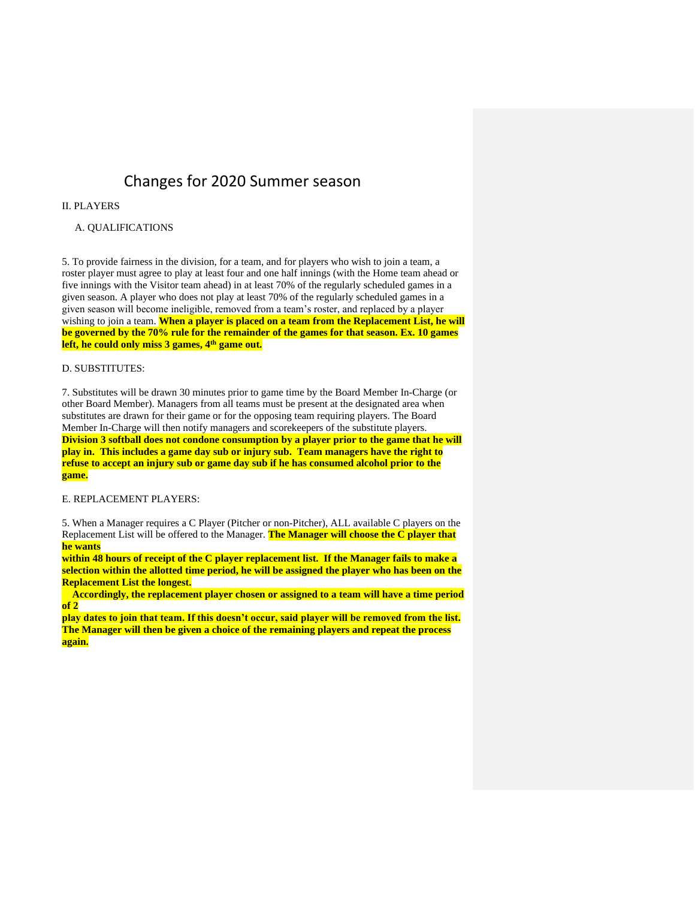# Changes for 2020 Summer season

II. PLAYERS

A. QUALIFICATIONS

5. To provide fairness in the division, for a team, and for players who wish to join a team, a roster player must agree to play at least four and one half innings (with the Home team ahead or five innings with the Visitor team ahead) in at least 70% of the regularly scheduled games in a given season. A player who does not play at least 70% of the regularly scheduled games in a given season will become ineligible, removed from a team's roster, and replaced by a player wishing to join a team. **When a player is placed on a team from the Replacement List, he will be governed by the 70% rule for the remainder of the games for that season. Ex. 10 games left, he could only miss 3 games, 4th game out.**

D. SUBSTITUTES:

7. Substitutes will be drawn 30 minutes prior to game time by the Board Member In-Charge (or other Board Member). Managers from all teams must be present at the designated area when substitutes are drawn for their game or for the opposing team requiring players. The Board Member In-Charge will then notify managers and scorekeepers of the substitute players. **Division 3 softball does not condone consumption by a player prior to the game that he will play in. This includes a game day sub or injury sub. Team managers have the right to refuse to accept an injury sub or game day sub if he has consumed alcohol prior to the game.**

E. REPLACEMENT PLAYERS:

5. When a Manager requires a C Player (Pitcher or non-Pitcher), ALL available C players on the Replacement List will be offered to the Manager. **The Manager will choose the C player that he wants within 48 hours of receipt of the C player replacement list. If the Manager fails to make a selection within the allotted time period, he will be assigned the player who has been on the Replacement List the longest.**

**Accordingly, the replacement player chosen or assigned to a team will have a time period of 2 play dates to join that team. If this doesn't occur, said player will be removed from the list. The Manager will then be given a choice of the remaining players and repeat the process again.**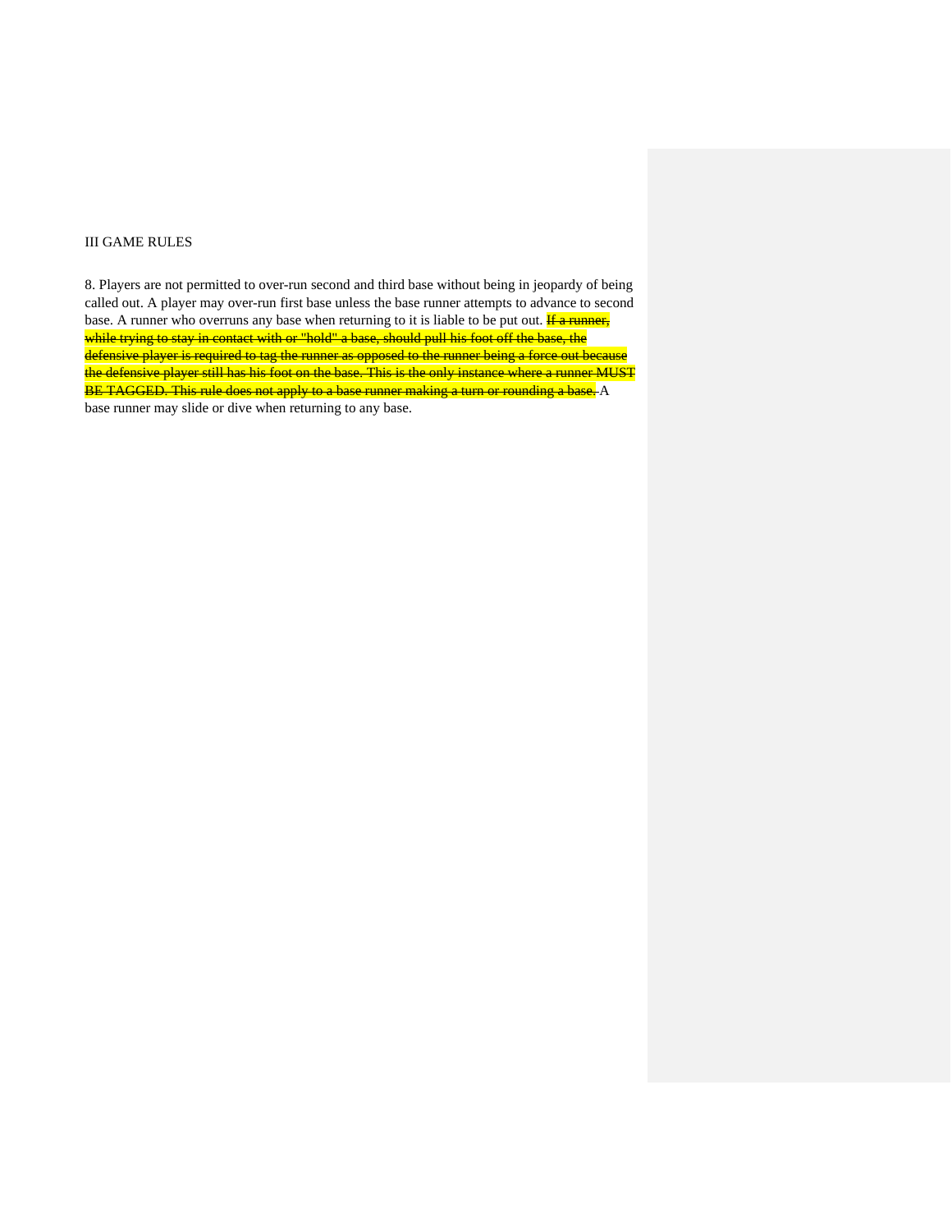III GAME RULES

8. Players are not permitted to over-run second and third base without being in jeopardy of being called out. A player may over-run first base unless the base runner attempts to advance to second base. A runner who overruns any base when returning to it is liable to be put out. ~~If a runner, while trying to stay in contact with or "hold" a base, should pull his foot off the base, the defensive player is required to tag the runner as opposed to the runner being a force out because the defensive player still has his foot on the base. This is the only instance where a runner MUST BE TAGGED. This rule does not apply to a base runner making a turn or rounding a base.~~ A base runner may slide or dive when returning to any base.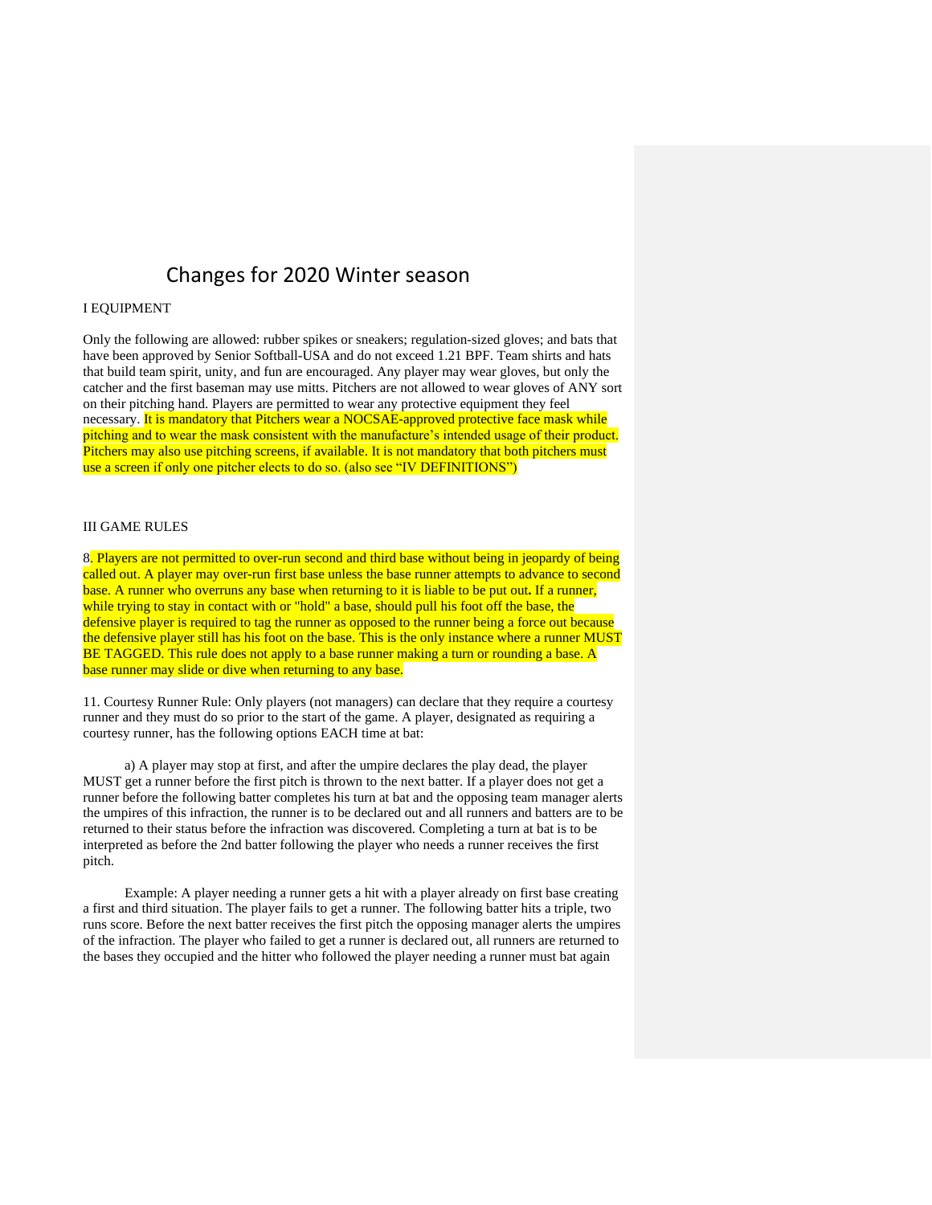# Changes for 2020 Winter season

I EQUIPMENT

Only the following are allowed: rubber spikes or sneakers; regulation-sized gloves; and bats that have been approved by Senior Softball-USA and do not exceed 1.21 BPF. Team shirts and hats that build team spirit, unity, and fun are encouraged. Any player may wear gloves, but only the catcher and the first baseman may use mitts. Pitchers are not allowed to wear gloves of ANY sort on their pitching hand. Players are permitted to wear any protective equipment they feel necessary. It is mandatory that Pitchers wear a NOCSAE-approved protective face mask while pitching and to wear the mask consistent with the manufacture's intended usage of their product. Pitchers may also use pitching screens, if available. It is not mandatory that both pitchers must use a screen if only one pitcher elects to do so. (also see "IV DEFINITIONS")

III GAME RULES

8. Players are not permitted to over-run second and third base without being in jeopardy of being called out. A player may over-run first base unless the base runner attempts to advance to second base. A runner who overruns any base when returning to it is liable to be put out**.** If a runner, while trying to stay in contact with or "hold" a base, should pull his foot off the base, the defensive player is required to tag the runner as opposed to the runner being a force out because the defensive player still has his foot on the base. This is the only instance where a runner MUST BE TAGGED. This rule does not apply to a base runner making a turn or rounding a base. A base runner may slide or dive when returning to any base.

11. Courtesy Runner Rule: Only players (not managers) can declare that they require a courtesy runner and they must do so prior to the start of the game. A player, designated as requiring a courtesy runner, has the following options EACH time at bat:

a) A player may stop at first, and after the umpire declares the play dead, the player MUST get a runner before the first pitch is thrown to the next batter. If a player does not get a runner before the following batter completes his turn at bat and the opposing team manager alerts the umpires of this infraction, the runner is to be declared out and all runners and batters are to be returned to their status before the infraction was discovered. Completing a turn at bat is to be interpreted as before the 2nd batter following the player who needs a runner receives the first pitch.

Example: A player needing a runner gets a hit with a player already on first base creating a first and third situation. The player fails to get a runner. The following batter hits a triple, two runs score. Before the next batter receives the first pitch the opposing manager alerts the umpires of the infraction. The player who failed to get a runner is declared out, all runners are returned to the bases they occupied and the hitter who followed the player needing a runner must bat again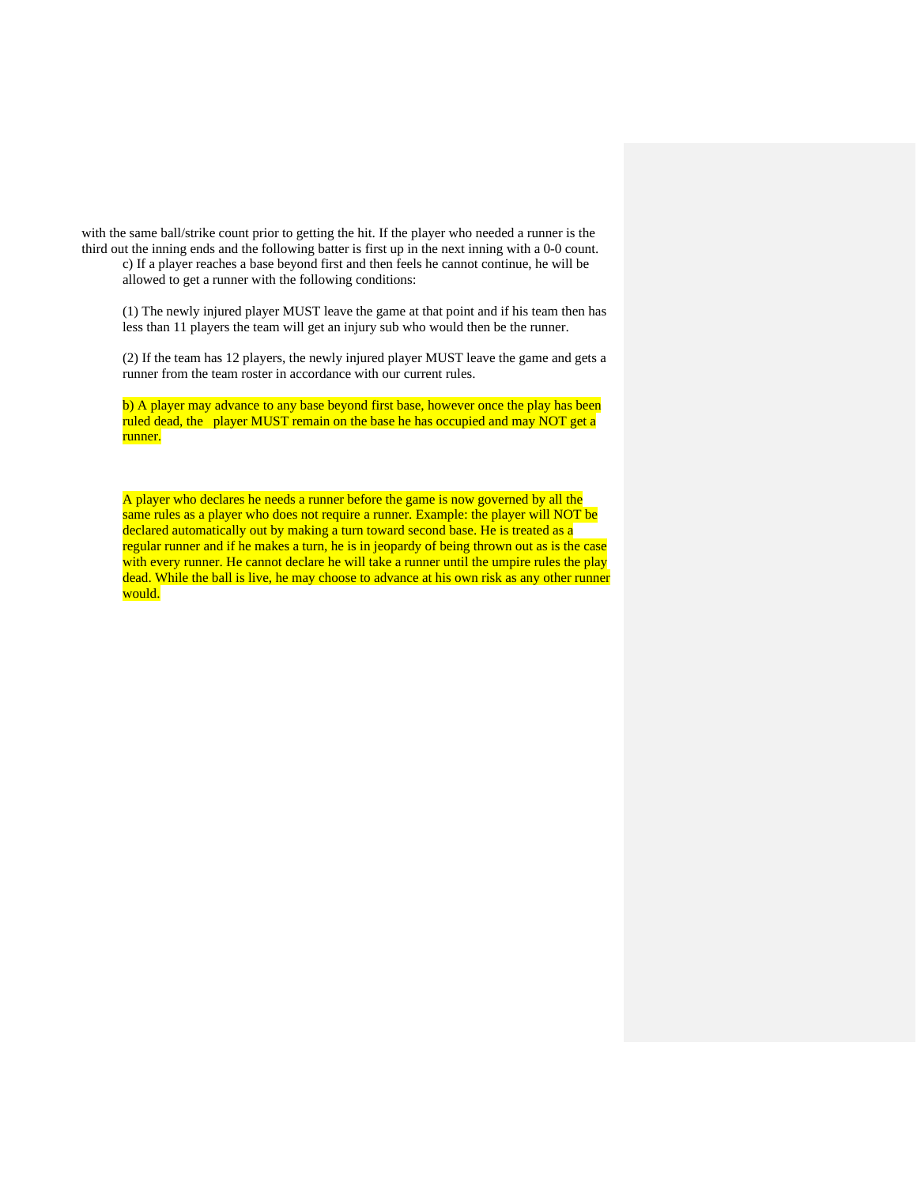with the same ball/strike count prior to getting the hit. If the player who needed a runner is the third out the inning ends and the following batter is first up in the next inning with a 0-0 count.

c) If a player reaches a base beyond first and then feels he cannot continue, he will be allowed to get a runner with the following conditions:

(1) The newly injured player MUST leave the game at that point and if his team then has less than 11 players the team will get an injury sub who would then be the runner.

(2) If the team has 12 players, the newly injured player MUST leave the game and gets a runner from the team roster in accordance with our current rules.

b) A player may advance to any base beyond first base, however once the play has been ruled dead, the player MUST remain on the base he has occupied and may NOT get a runner.

A player who declares he needs a runner before the game is now governed by all the same rules as a player who does not require a runner. Example: the player will NOT be declared automatically out by making a turn toward second base. He is treated as a regular runner and if he makes a turn, he is in jeopardy of being thrown out as is the case with every runner. He cannot declare he will take a runner until the umpire rules the play dead. While the ball is live, he may choose to advance at his own risk as any other runner would.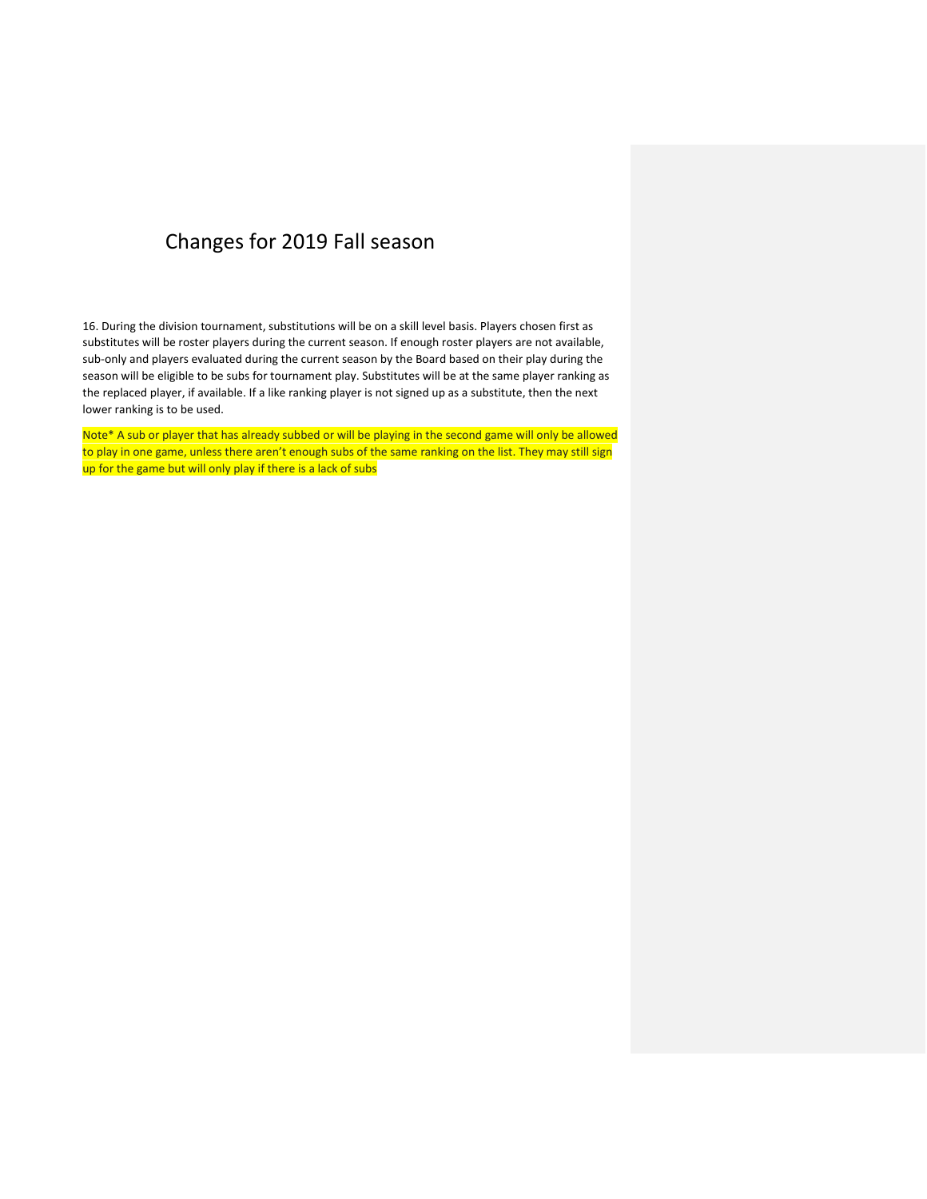# Changes for 2019 Fall season

16. During the division tournament, substitutions will be on a skill level basis. Players chosen first as substitutes will be roster players during the current season. If enough roster players are not available, sub-only and players evaluated during the current season by the Board based on their play during the season will be eligible to be subs for tournament play. Substitutes will be at the same player ranking as the replaced player, if available. If a like ranking player is not signed up as a substitute, then the next lower ranking is to be used.

Note* A sub or player that has already subbed or will be playing in the second game will only be allowed to play in one game, unless there aren't enough subs of the same ranking on the list. They may still sign up for the game but will only play if there is a lack of subs